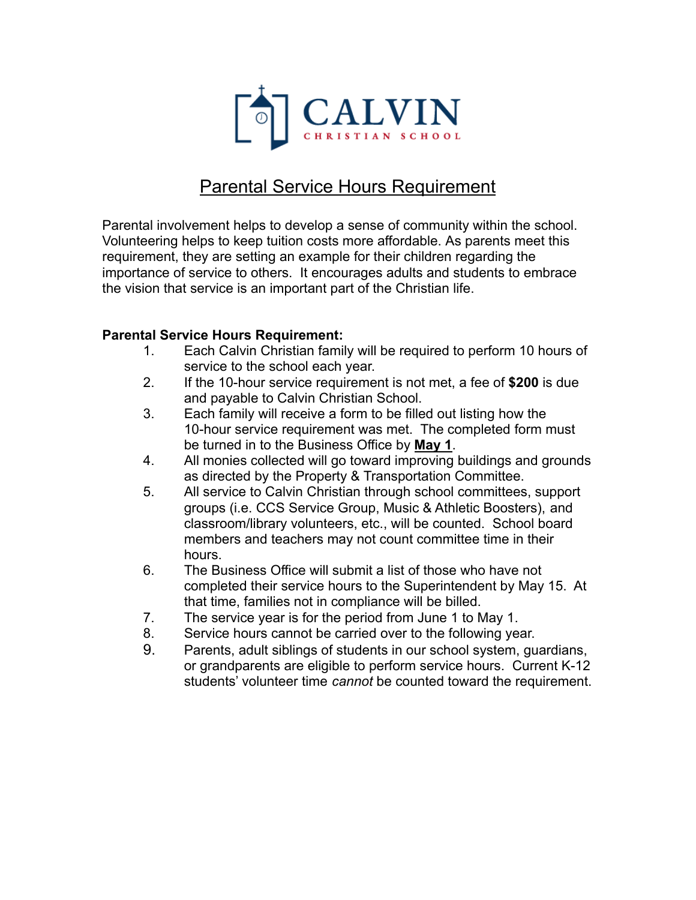# CALVIN CHRISTIAN SCHOOL

## Parental Service Hours Requirement

Parental involvement helps to develop a sense of community within the school. Volunteering helps to keep tuition costs more affordable. As parents meet this requirement, they are setting an example for their children regarding the importance of service to others. It encourages adults and students to embrace the vision that service is an important part of the Christian life.

**Parental Service Hours Requirement:**

1. Each Calvin Christian family will be required to perform 10 hours of service to the school each year.
2. If the 10-hour service requirement is not met, a fee of **$200** is due and payable to Calvin Christian School.
3. Each family will receive a form to be filled out listing how the 10-hour service requirement was met. The completed form must be turned in to the Business Office by **May 1**.
4. All monies collected will go toward improving buildings and grounds as directed by the Property & Transportation Committee.
5. All service to Calvin Christian through school committees, support groups (i.e. CCS Service Group, Music & Athletic Boosters), and classroom/library volunteers, etc., will be counted. School board members and teachers may not count committee time in their hours.
6. The Business Office will submit a list of those who have not completed their service hours to the Superintendent by May 15. At that time, families not in compliance will be billed.
7. The service year is for the period from June 1 to May 1.
8. Service hours cannot be carried over to the following year.
9. Parents, adult siblings of students in our school system, guardians, or grandparents are eligible to perform service hours. Current K-12 students' volunteer time *cannot* be counted toward the requirement.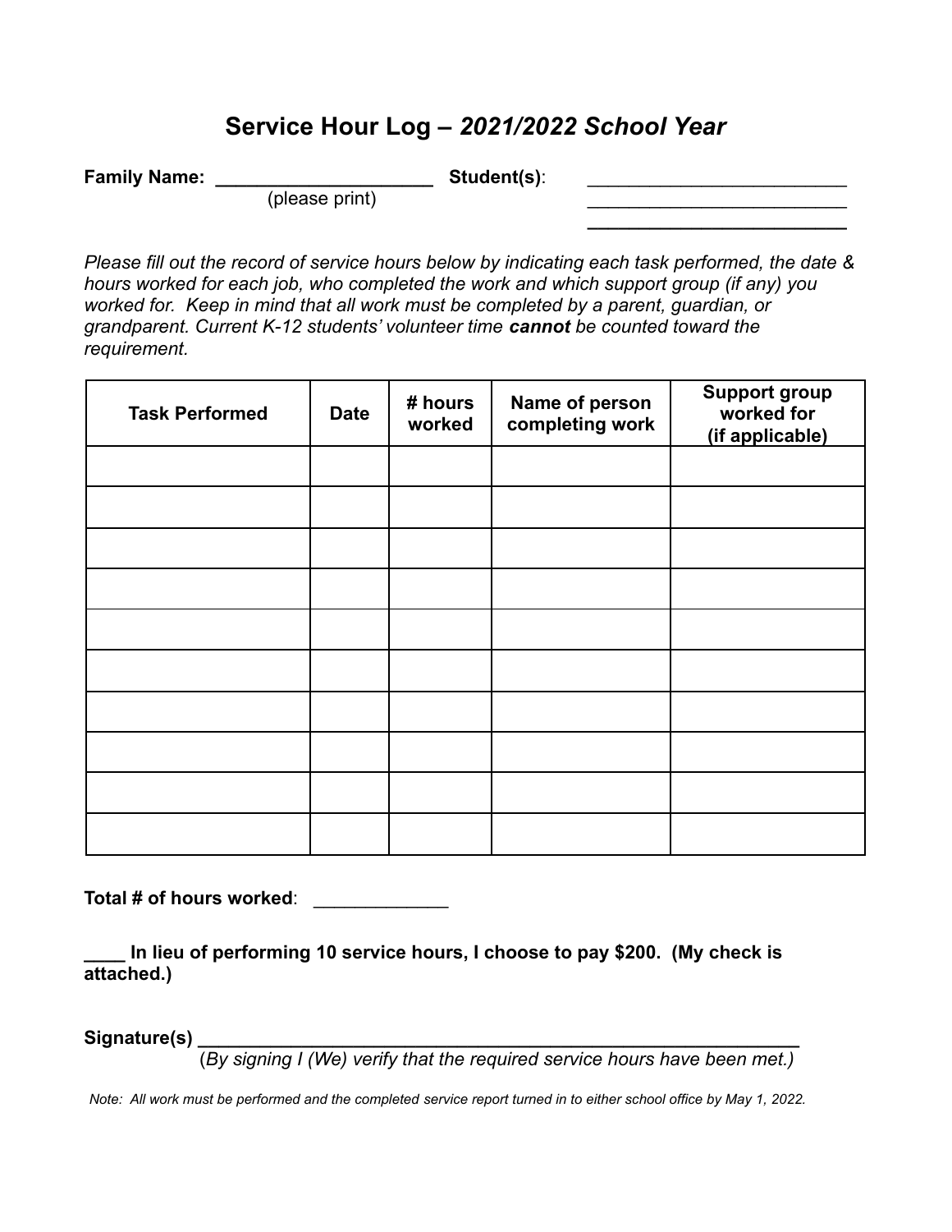# Service Hour Log – *2021/2022 School Year*

**Family Name:** _____________________ **Student(s)**: _________________________
(please print) _________________________
_________________________

*Please fill out the record of service hours below by indicating each task performed, the date & hours worked for each job, who completed the work and which support group (if any) you worked for. Keep in mind that all work must be completed by a parent, guardian, or grandparent. Current K-12 students' volunteer time **cannot** be counted toward the requirement.*

| Task Performed | Date | # hours worked | Name of person completing work | Support group worked for (if applicable) |
|---|---|---|---|---|
| | | | | |
| | | | | |
| | | | | |
| | | | | |
| | | | | |
| | | | | |
| | | | | |
| | | | | |
| | | | | |
| | | | | |

**Total # of hours worked**: _____________

**____ In lieu of performing 10 service hours, I choose to pay $200. (My check is attached.)**

**Signature(s)** ___________________________________________________________
(*By signing I (We) verify that the required service hours have been met.)*

*Note: All work must be performed and the completed service report turned in to either school office by May 1, 2022.*